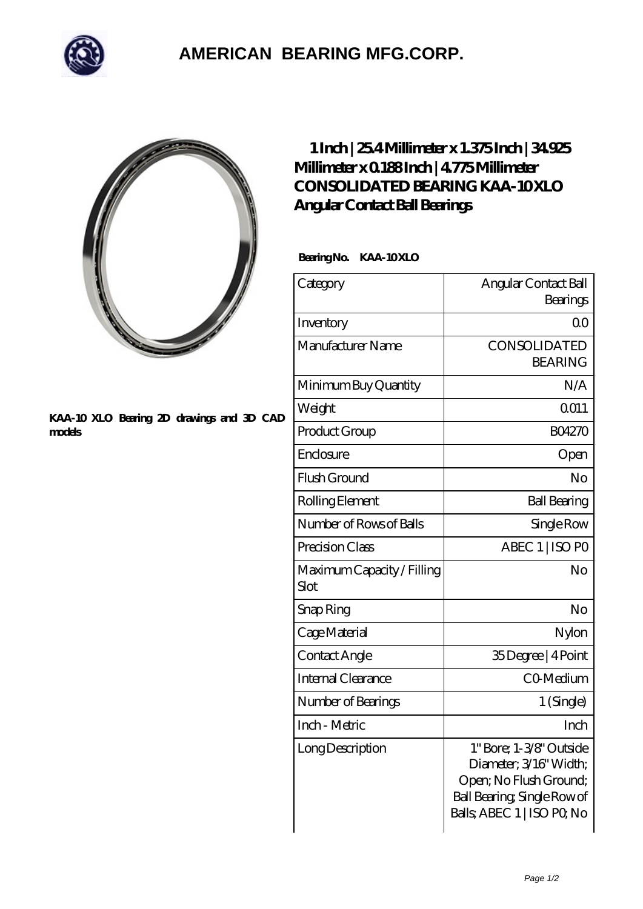# AMERICAN BEARING MFG.CORP.

KAA-10 XLO Bearing 2D drawings and 3D CAD models

## 1 Inch | 25.4 Millimeter x 1.375 Inch | 34.925 Millimeter x 0.188 Inch | 4.775 Millimeter CONSOLIDATED BEARING KAA-10 XLO Angular Contact Ball Bearings

**Bearing No. KAA-10 XLO**

| Category | Angular Contact Ball Bearings |
|---|---|
| Inventory | 0.0 |
| Manufacturer Name | CONSOLIDATED BEARING |
| Minimum Buy Quantity | N/A |
| Weight | 0.011 |
| Product Group | B04270 |
| Enclosure | Open |
| Flush Ground | No |
| Rolling Element | Ball Bearing |
| Number of Rows of Balls | Single Row |
| Precision Class | ABEC 1 \| ISO P0 |
| Maximum Capacity / Filling Slot | No |
| Snap Ring | No |
| Cage Material | Nylon |
| Contact Angle | 35 Degree \| 4 Point |
| Internal Clearance | C0-Medium |
| Number of Bearings | 1 (Single) |
| Inch - Metric | Inch |
| Long Description | 1" Bore; 1-3/8" Outside Diameter; 3/16" Width; Open; No Flush Ground; Ball Bearing; Single Row of Balls; ABEC 1 \| ISO P0; No |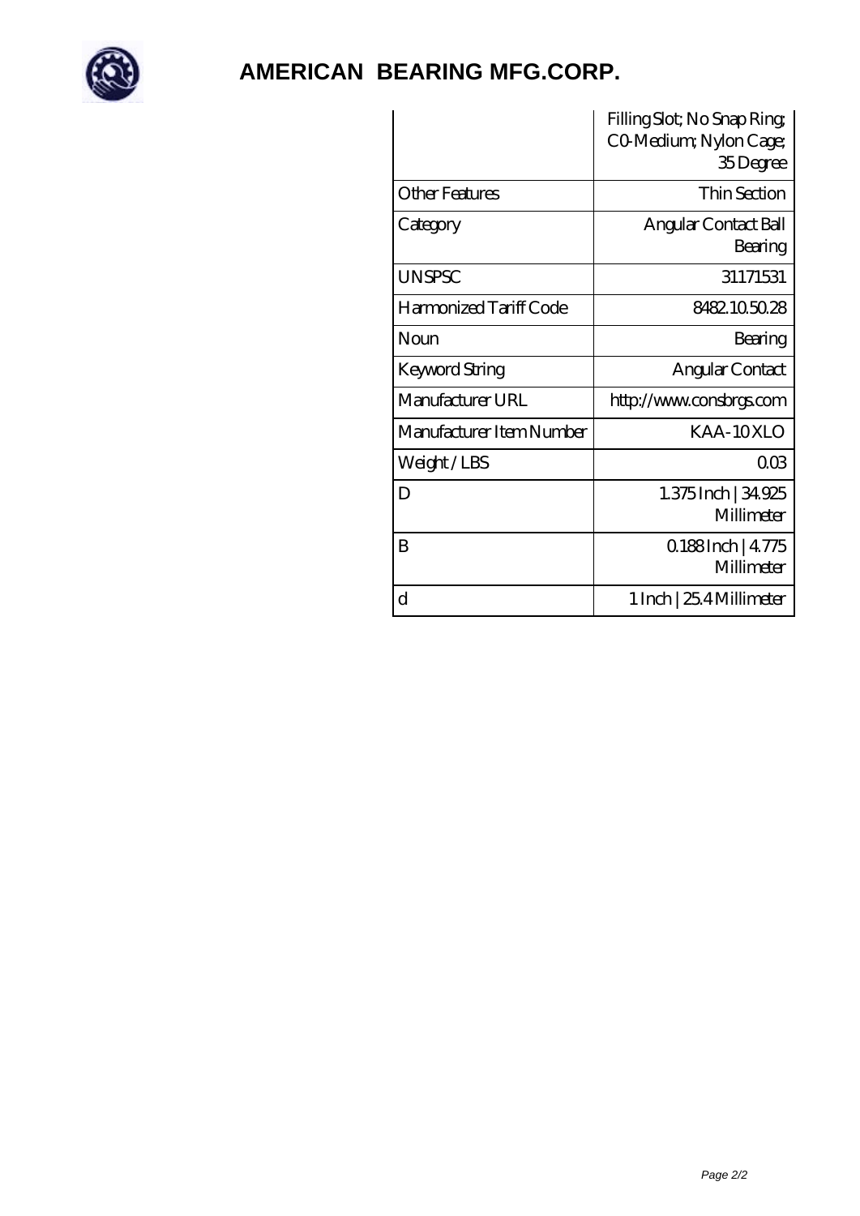# AMERICAN BEARING MFG.CORP.

| | |
|---|---|
| | Filling Slot; No Snap Ring; C0-Medium; Nylon Cage; 35 Degree |
| Other Features | Thin Section |
| Category | Angular Contact Ball Bearing |
| UNSPSC | 31171531 |
| Harmonized Tariff Code | 8482.10.50.28 |
| Noun | Bearing |
| Keyword String | Angular Contact |
| Manufacturer URL | http://www.consbrgs.com |
| Manufacturer Item Number | KAA-10XLO |
| Weight / LBS | 0.03 |
| D | 1.375 Inch \| 34.925 Millimeter |
| B | 0.188 Inch \| 4.775 Millimeter |
| d | 1 Inch \| 25.4 Millimeter |